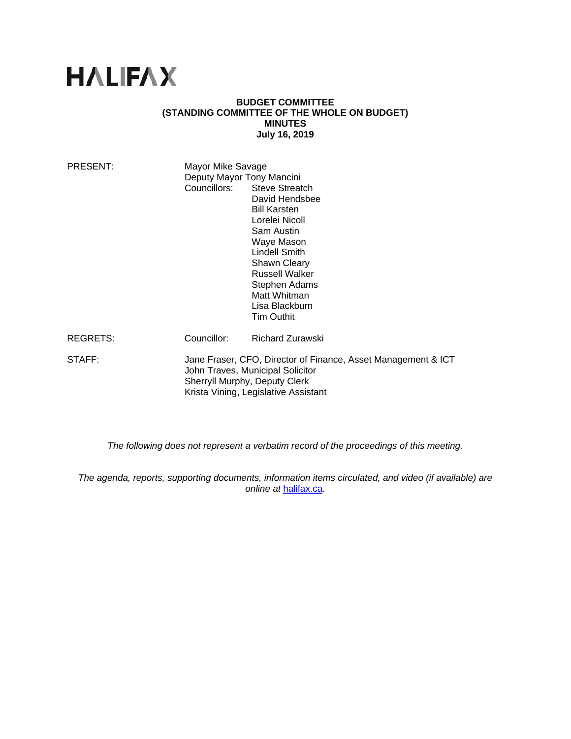# HALIFAX

**BUDGET COMMITTEE**
**(STANDING COMMITTEE OF THE WHOLE ON BUDGET)**
**MINUTES**
**July 16, 2019**

PRESENT: Mayor Mike Savage
Deputy Mayor Tony Mancini
Councillors: Steve Streatch
David Hendsbee
Bill Karsten
Lorelei Nicoll
Sam Austin
Waye Mason
Lindell Smith
Shawn Cleary
Russell Walker
Stephen Adams
Matt Whitman
Lisa Blackburn
Tim Outhit

REGRETS: Councillor: Richard Zurawski

STAFF: Jane Fraser, CFO, Director of Finance, Asset Management & ICT
John Traves, Municipal Solicitor
Sherryll Murphy, Deputy Clerk
Krista Vining, Legislative Assistant

*The following does not represent a verbatim record of the proceedings of this meeting.*

*The agenda, reports, supporting documents, information items circulated, and video (if available) are online at [halifax.ca](halifax.ca).*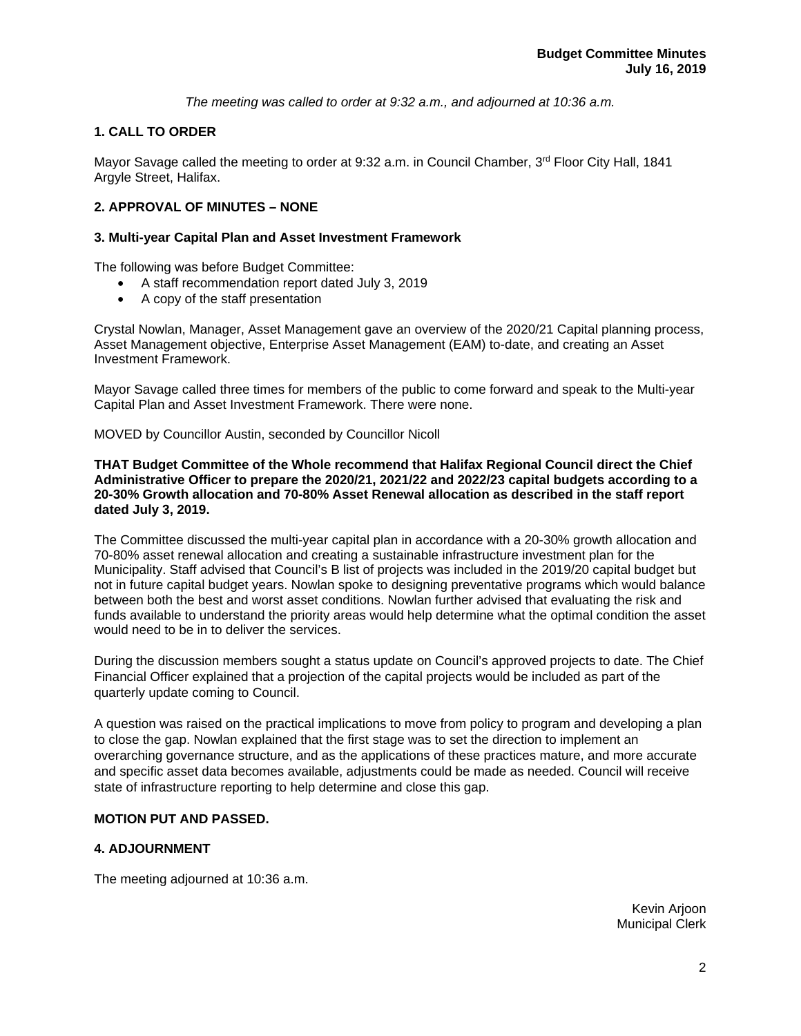*The meeting was called to order at 9:32 a.m., and adjourned at 10:36 a.m.*

## 1. CALL TO ORDER

Mayor Savage called the meeting to order at 9:32 a.m. in Council Chamber, 3rd Floor City Hall, 1841 Argyle Street, Halifax.

## 2. APPROVAL OF MINUTES – NONE

## 3. Multi-year Capital Plan and Asset Investment Framework

The following was before Budget Committee:

- A staff recommendation report dated July 3, 2019
- A copy of the staff presentation

Crystal Nowlan, Manager, Asset Management gave an overview of the 2020/21 Capital planning process, Asset Management objective, Enterprise Asset Management (EAM) to-date, and creating an Asset Investment Framework.

Mayor Savage called three times for members of the public to come forward and speak to the Multi-year Capital Plan and Asset Investment Framework. There were none.

MOVED by Councillor Austin, seconded by Councillor Nicoll

**THAT Budget Committee of the Whole recommend that Halifax Regional Council direct the Chief Administrative Officer to prepare the 2020/21, 2021/22 and 2022/23 capital budgets according to a 20-30% Growth allocation and 70-80% Asset Renewal allocation as described in the staff report dated July 3, 2019.**

The Committee discussed the multi-year capital plan in accordance with a 20-30% growth allocation and 70-80% asset renewal allocation and creating a sustainable infrastructure investment plan for the Municipality. Staff advised that Council's B list of projects was included in the 2019/20 capital budget but not in future capital budget years. Nowlan spoke to designing preventative programs which would balance between both the best and worst asset conditions. Nowlan further advised that evaluating the risk and funds available to understand the priority areas would help determine what the optimal condition the asset would need to be in to deliver the services.

During the discussion members sought a status update on Council's approved projects to date. The Chief Financial Officer explained that a projection of the capital projects would be included as part of the quarterly update coming to Council.

A question was raised on the practical implications to move from policy to program and developing a plan to close the gap. Nowlan explained that the first stage was to set the direction to implement an overarching governance structure, and as the applications of these practices mature, and more accurate and specific asset data becomes available, adjustments could be made as needed. Council will receive state of infrastructure reporting to help determine and close this gap.

**MOTION PUT AND PASSED.**

## 4. ADJOURNMENT

The meeting adjourned at 10:36 a.m.

Kevin Arjoon
Municipal Clerk